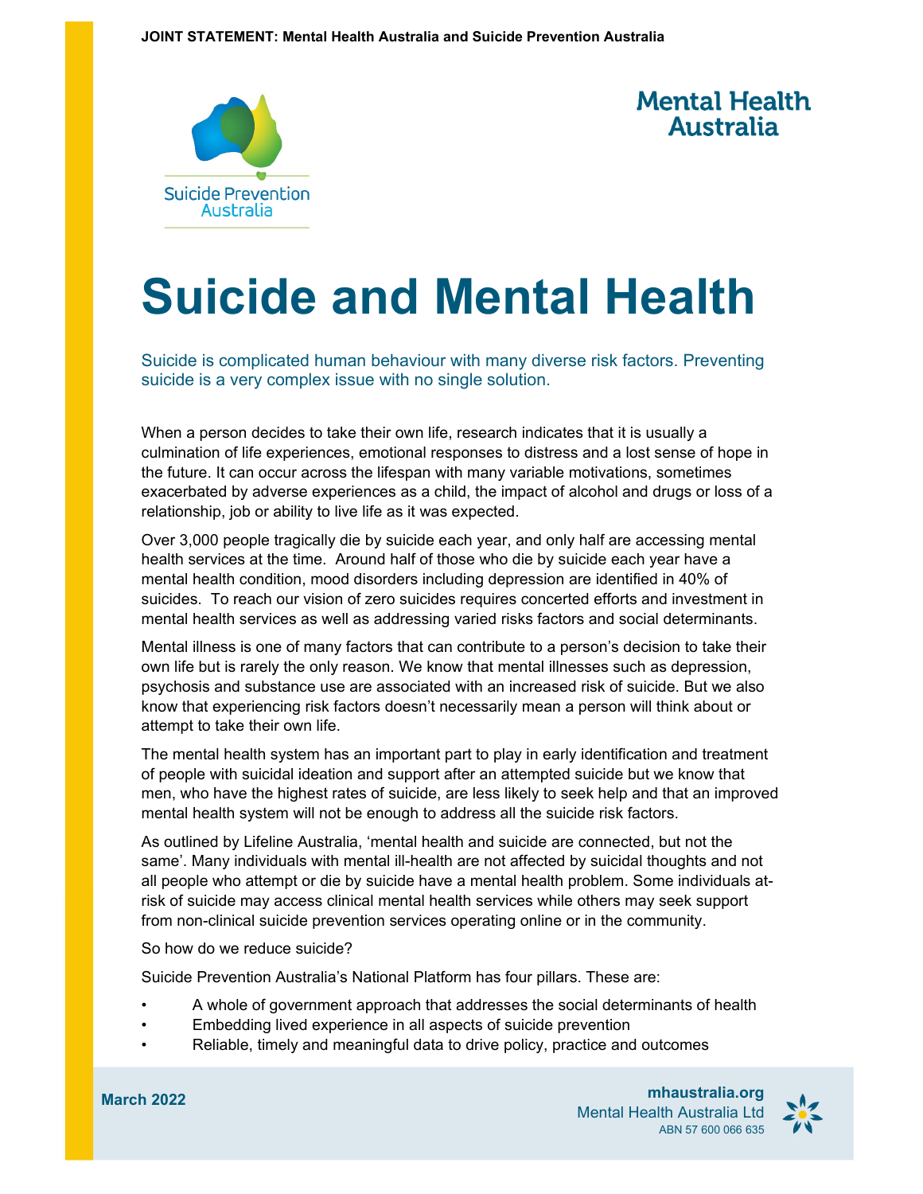JOINT STATEMENT: Mental Health Australia and Suicide Prevention Australia

Suicide Prevention Australia

Mental Health Australia

# Suicide and Mental Health

Suicide is complicated human behaviour with many diverse risk factors. Preventing suicide is a very complex issue with no single solution.

When a person decides to take their own life, research indicates that it is usually a culmination of life experiences, emotional responses to distress and a lost sense of hope in the future. It can occur across the lifespan with many variable motivations, sometimes exacerbated by adverse experiences as a child, the impact of alcohol and drugs or loss of a relationship, job or ability to live life as it was expected.

Over 3,000 people tragically die by suicide each year, and only half are accessing mental health services at the time. Around half of those who die by suicide each year have a mental health condition, mood disorders including depression are identified in 40% of suicides. To reach our vision of zero suicides requires concerted efforts and investment in mental health services as well as addressing varied risks factors and social determinants.

Mental illness is one of many factors that can contribute to a person's decision to take their own life but is rarely the only reason. We know that mental illnesses such as depression, psychosis and substance use are associated with an increased risk of suicide. But we also know that experiencing risk factors doesn't necessarily mean a person will think about or attempt to take their own life.

The mental health system has an important part to play in early identification and treatment of people with suicidal ideation and support after an attempted suicide but we know that men, who have the highest rates of suicide, are less likely to seek help and that an improved mental health system will not be enough to address all the suicide risk factors.

As outlined by Lifeline Australia, 'mental health and suicide are connected, but not the same'. Many individuals with mental ill-health are not affected by suicidal thoughts and not all people who attempt or die by suicide have a mental health problem. Some individuals at-risk of suicide may access clinical mental health services while others may seek support from non-clinical suicide prevention services operating online or in the community.

So how do we reduce suicide?

Suicide Prevention Australia's National Platform has four pillars. These are:

- A whole of government approach that addresses the social determinants of health
- Embedding lived experience in all aspects of suicide prevention
- Reliable, timely and meaningful data to drive policy, practice and outcomes

March 2022

mhaustralia.org
Mental Health Australia Ltd
ABN 57 600 066 635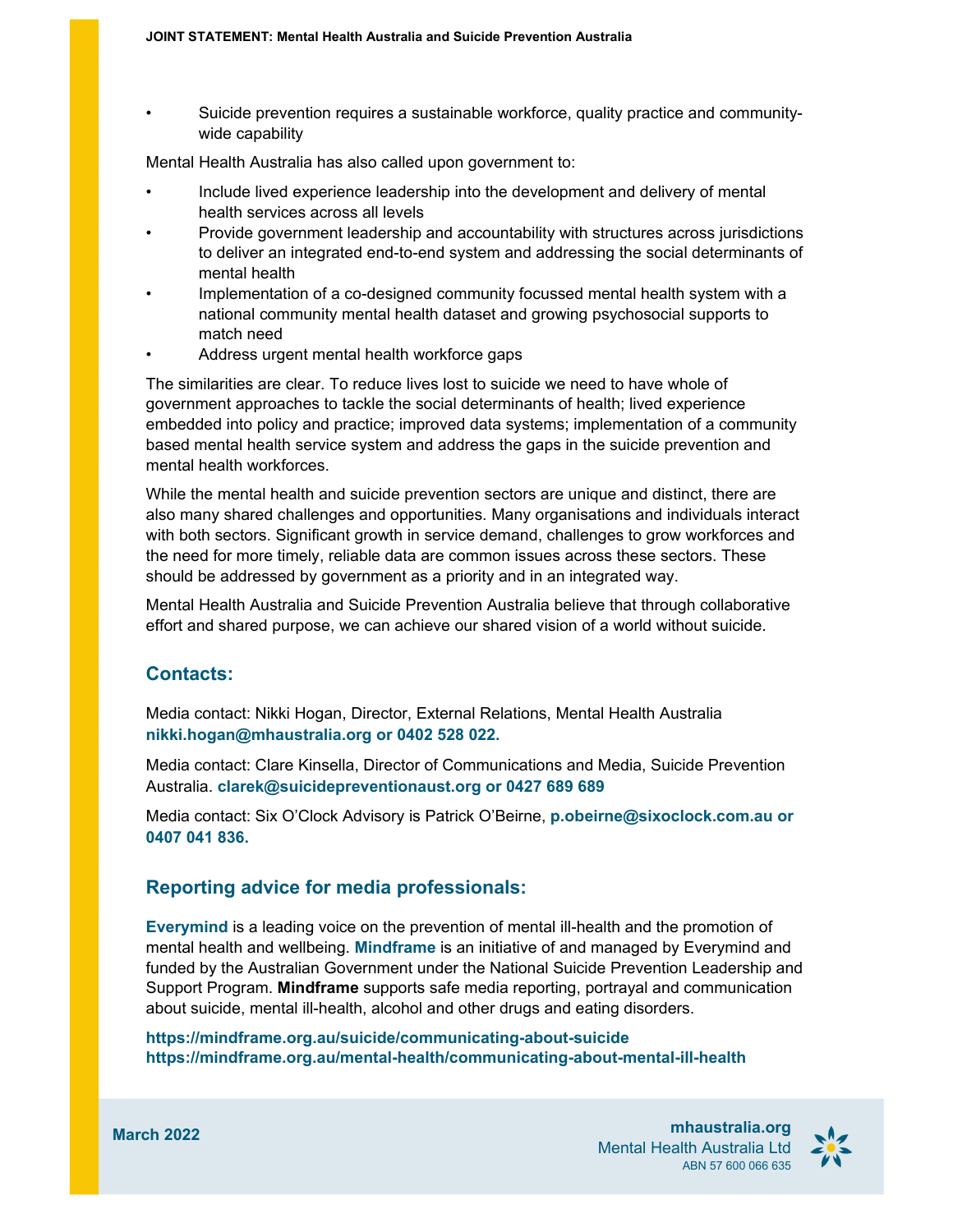- Suicide prevention requires a sustainable workforce, quality practice and community-wide capability

Mental Health Australia has also called upon government to:

- Include lived experience leadership into the development and delivery of mental health services across all levels
- Provide government leadership and accountability with structures across jurisdictions to deliver an integrated end-to-end system and addressing the social determinants of mental health
- Implementation of a co-designed community focussed mental health system with a national community mental health dataset and growing psychosocial supports to match need
- Address urgent mental health workforce gaps

The similarities are clear. To reduce lives lost to suicide we need to have whole of government approaches to tackle the social determinants of health; lived experience embedded into policy and practice; improved data systems; implementation of a community based mental health service system and address the gaps in the suicide prevention and mental health workforces.

While the mental health and suicide prevention sectors are unique and distinct, there are also many shared challenges and opportunities. Many organisations and individuals interact with both sectors. Significant growth in service demand, challenges to grow workforces and the need for more timely, reliable data are common issues across these sectors. These should be addressed by government as a priority and in an integrated way.

Mental Health Australia and Suicide Prevention Australia believe that through collaborative effort and shared purpose, we can achieve our shared vision of a world without suicide.

## Contacts:

Media contact: Nikki Hogan, Director, External Relations, Mental Health Australia **nikki.hogan@mhaustralia.org or 0402 528 022.**

Media contact: Clare Kinsella, Director of Communications and Media, Suicide Prevention Australia. **clarek@suicidepreventionaust.org or 0427 689 689**

Media contact: Six O'Clock Advisory is Patrick O'Beirne, **p.obeirne@sixoclock.com.au or 0407 041 836.**

## Reporting advice for media professionals:

**Everymind** is a leading voice on the prevention of mental ill-health and the promotion of mental health and wellbeing. **Mindframe** is an initiative of and managed by Everymind and funded by the Australian Government under the National Suicide Prevention Leadership and Support Program. **Mindframe** supports safe media reporting, portrayal and communication about suicide, mental ill-health, alcohol and other drugs and eating disorders.

**https://mindframe.org.au/suicide/communicating-about-suicide**
**https://mindframe.org.au/mental-health/communicating-about-mental-ill-health**

March 2022

mhaustralia.org
Mental Health Australia Ltd
ABN 57 600 066 635